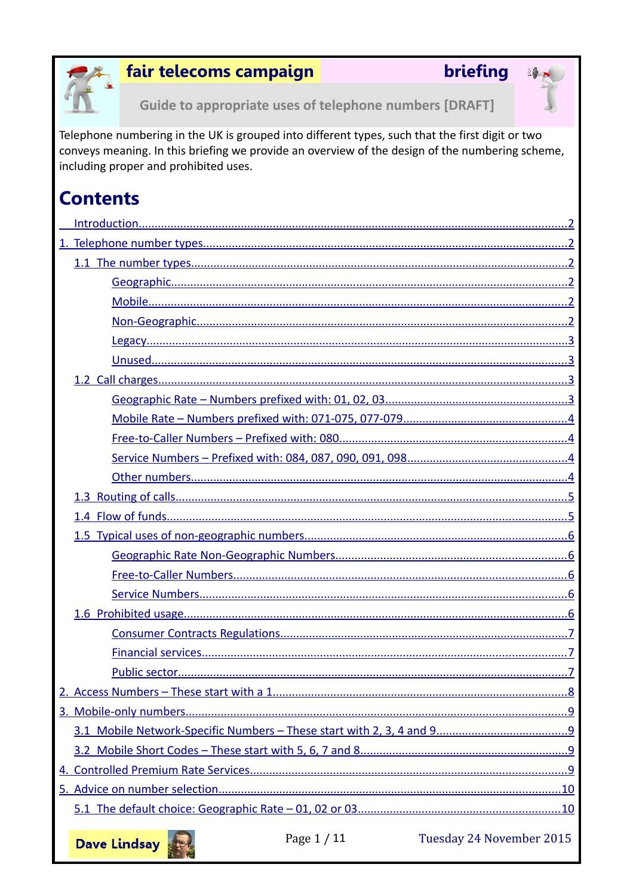**fair telecoms campaign** **briefing**

Guide to appropriate uses of telephone numbers [DRAFT]

Telephone numbering in the UK is grouped into different types, such that the first digit or two conveys meaning. In this briefing we provide an overview of the design of the numbering scheme, including proper and prohibited uses.

# Contents

- Introduction ..... 2
- 1. Telephone number types ..... 2
  - 1.1 The number types ..... 2
    - Geographic ..... 2
    - Mobile ..... 2
    - Non-Geographic ..... 2
    - Legacy ..... 3
    - Unused ..... 3
  - 1.2 Call charges ..... 3
    - Geographic Rate – Numbers prefixed with: 01, 02, 03 ..... 3
    - Mobile Rate – Numbers prefixed with: 071-075, 077-079 ..... 4
    - Free-to-Caller Numbers – Prefixed with: 080 ..... 4
    - Service Numbers – Prefixed with: 084, 087, 090, 091, 098 ..... 4
    - Other numbers ..... 4
  - 1.3 Routing of calls ..... 5
  - 1.4 Flow of funds ..... 5
  - 1.5 Typical uses of non-geographic numbers ..... 6
    - Geographic Rate Non-Geographic Numbers ..... 6
    - Free-to-Caller Numbers ..... 6
    - Service Numbers ..... 6
  - 1.6 Prohibited usage ..... 6
    - Consumer Contracts Regulations ..... 7
    - Financial services ..... 7
    - Public sector ..... 7
- 2. Access Numbers – These start with a 1 ..... 8
- 3. Mobile-only numbers ..... 9
  - 3.1 Mobile Network-Specific Numbers – These start with 2, 3, 4 and 9 ..... 9
  - 3.2 Mobile Short Codes – These start with 5, 6, 7 and 8 ..... 9
- 4. Controlled Premium Rate Services ..... 9
- 5. Advice on number selection ..... 10
  - 5.1 The default choice: Geographic Rate – 01, 02 or 03 ..... 10

Dave Lindsay

Tuesday 24 November 2015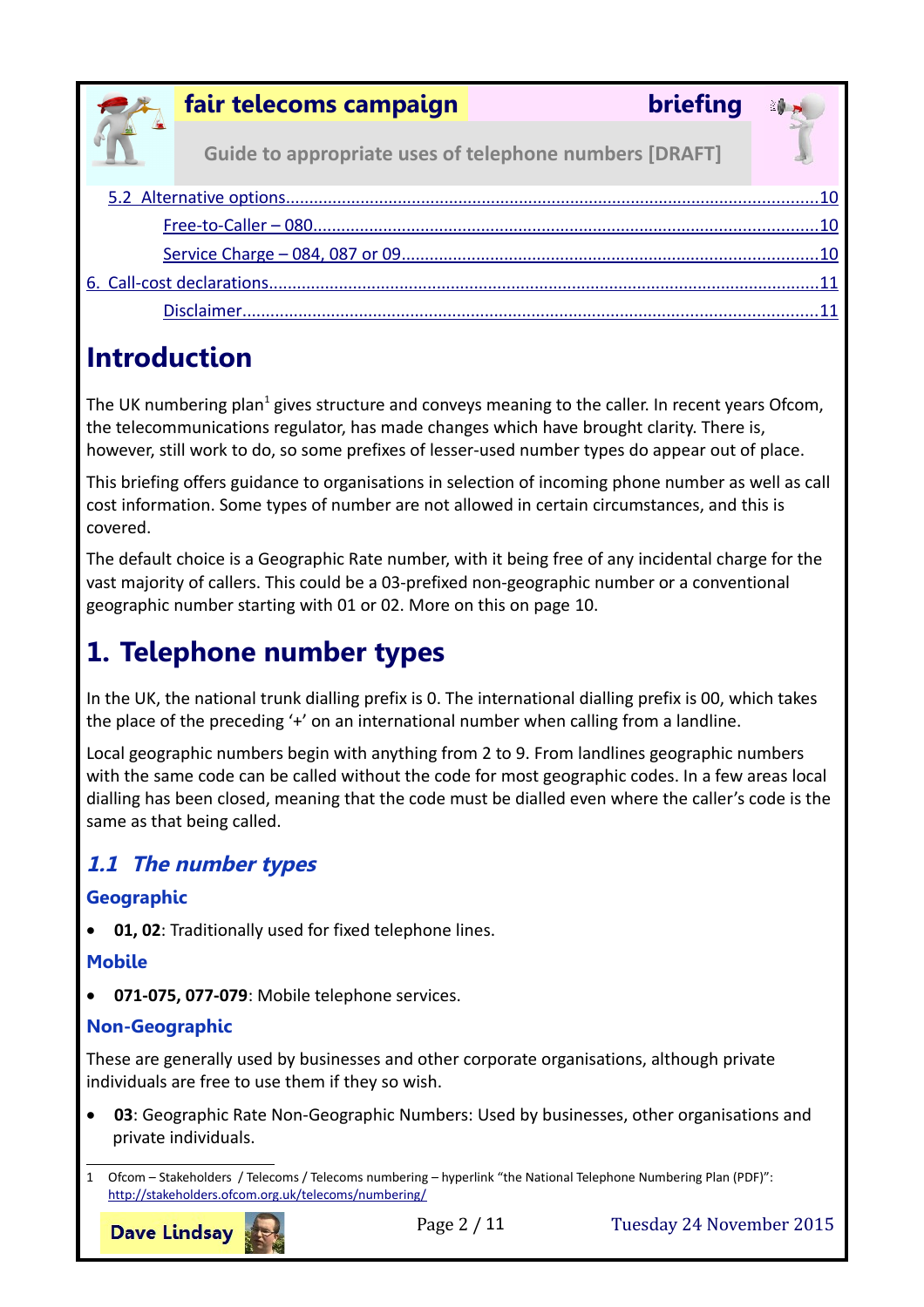[5.2 Alternative options....10](#)

[Free-to-Caller – 080....10](#)

[Service Charge – 084, 087 or 09....10](#)

[6. Call-cost declarations....11](#)

[Disclaimer....11](#)

# Introduction

The UK numbering plan[1] gives structure and conveys meaning to the caller. In recent years Ofcom, the telecommunications regulator, has made changes which have brought clarity. There is, however, still work to do, so some prefixes of lesser-used number types do appear out of place.

This briefing offers guidance to organisations in selection of incoming phone number as well as call cost information. Some types of number are not allowed in certain circumstances, and this is covered.

The default choice is a Geographic Rate number, with it being free of any incidental charge for the vast majority of callers. This could be a 03-prefixed non-geographic number or a conventional geographic number starting with 01 or 02. More on this on page 10.

# 1. Telephone number types

In the UK, the national trunk dialling prefix is 0. The international dialling prefix is 00, which takes the place of the preceding '+' on an international number when calling from a landline.

Local geographic numbers begin with anything from 2 to 9. From landlines geographic numbers with the same code can be called without the code for most geographic codes. In a few areas local dialling has been closed, meaning that the code must be dialled even where the caller's code is the same as that being called.

## *1.1 The number types*

### Geographic

- **01, 02**: Traditionally used for fixed telephone lines.

### Mobile

- **071-075, 077-079**: Mobile telephone services.

### Non-Geographic

These are generally used by businesses and other corporate organisations, although private individuals are free to use them if they so wish.

- **03**: Geographic Rate Non-Geographic Numbers: Used by businesses, other organisations and private individuals.

---

1 Ofcom – Stakeholders / Telecoms / Telecoms numbering – hyperlink "the National Telephone Numbering Plan (PDF)": http://stakeholders.ofcom.org.uk/telecoms/numbering/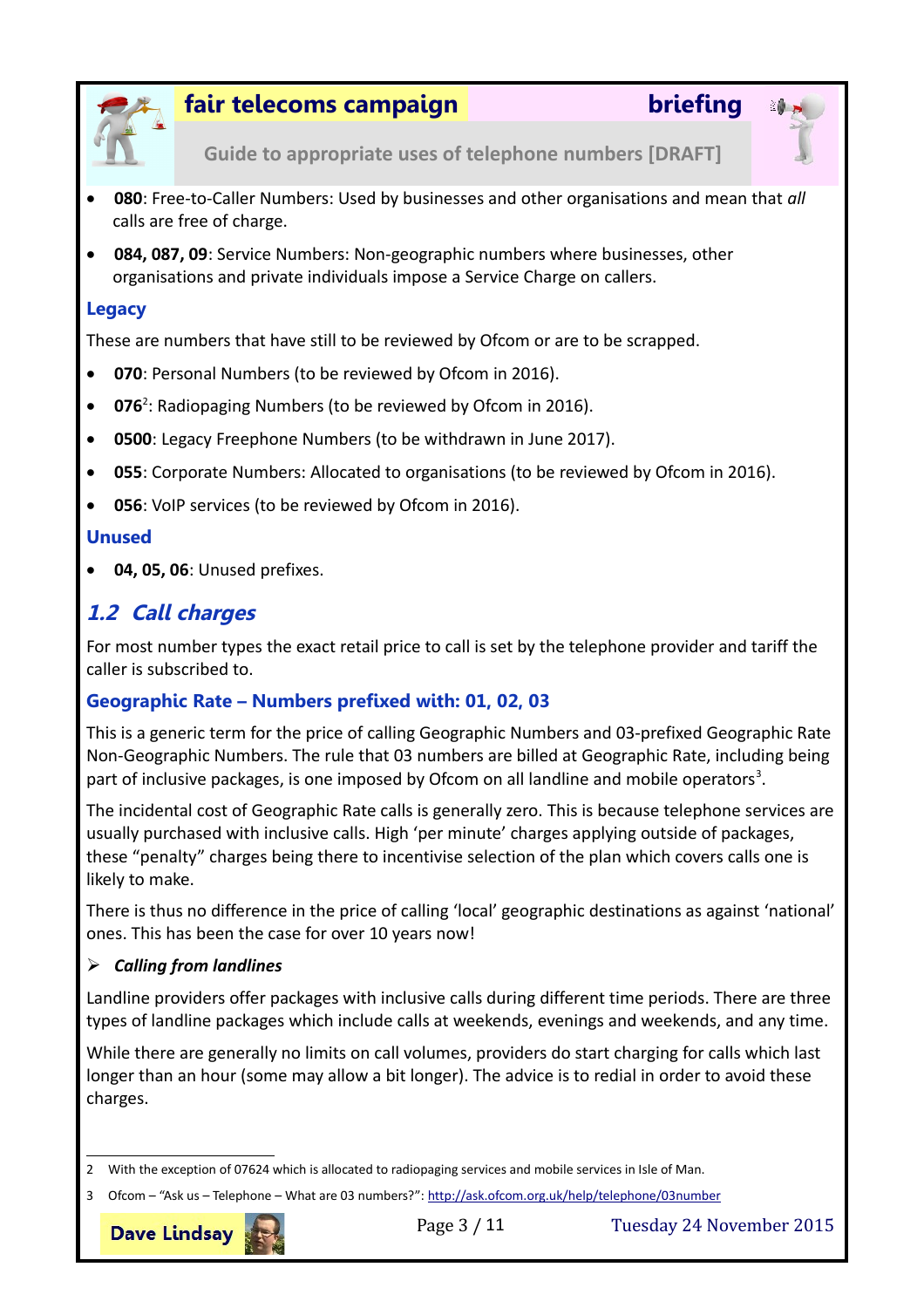- **080**: Free-to-Caller Numbers: Used by businesses and other organisations and mean that *all* calls are free of charge.
- **084, 087, 09**: Service Numbers: Non-geographic numbers where businesses, other organisations and private individuals impose a Service Charge on callers.

### Legacy

These are numbers that have still to be reviewed by Ofcom or are to be scrapped.

- **070**: Personal Numbers (to be reviewed by Ofcom in 2016).
- **076**[2]: Radiopaging Numbers (to be reviewed by Ofcom in 2016).
- **0500**: Legacy Freephone Numbers (to be withdrawn in June 2017).
- **055**: Corporate Numbers: Allocated to organisations (to be reviewed by Ofcom in 2016).
- **056**: VoIP services (to be reviewed by Ofcom in 2016).

### Unused

- **04, 05, 06**: Unused prefixes.

## *1.2 Call charges*

For most number types the exact retail price to call is set by the telephone provider and tariff the caller is subscribed to.

### Geographic Rate – Numbers prefixed with: 01, 02, 03

This is a generic term for the price of calling Geographic Numbers and 03-prefixed Geographic Rate Non-Geographic Numbers. The rule that 03 numbers are billed at Geographic Rate, including being part of inclusive packages, is one imposed by Ofcom on all landline and mobile operators[3].

The incidental cost of Geographic Rate calls is generally zero. This is because telephone services are usually purchased with inclusive calls. High 'per minute' charges applying outside of packages, these "penalty" charges being there to incentivise selection of the plan which covers calls one is likely to make.

There is thus no difference in the price of calling 'local' geographic destinations as against 'national' ones. This has been the case for over 10 years now!

- ***Calling from landlines***

Landline providers offer packages with inclusive calls during different time periods. There are three types of landline packages which include calls at weekends, evenings and weekends, and any time.

While there are generally no limits on call volumes, providers do start charging for calls which last longer than an hour (some may allow a bit longer). The advice is to redial in order to avoid these charges.

---

2 With the exception of 07624 which is allocated to radiopaging services and mobile services in Isle of Man.

3 Ofcom – "Ask us – Telephone – What are 03 numbers?": http://ask.ofcom.org.uk/help/telephone/03number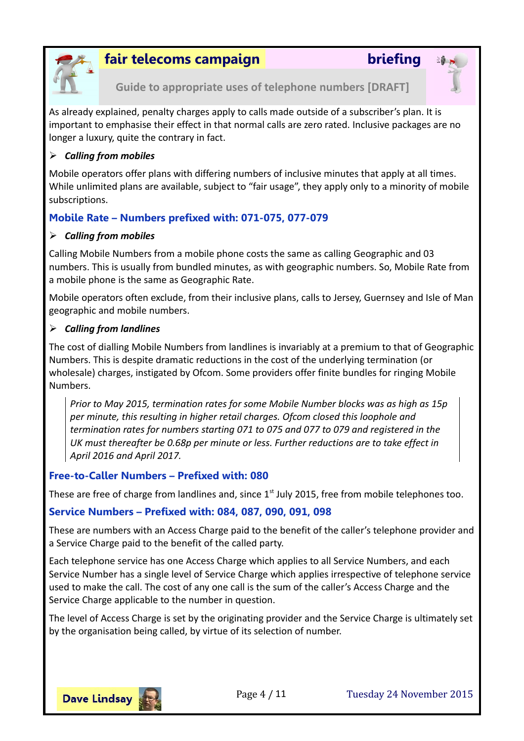As already explained, penalty charges apply to calls made outside of a subscriber's plan. It is important to emphasise their effect in that normal calls are zero rated. Inclusive packages are no longer a luxury, quite the contrary in fact.

- ***Calling from mobiles***

Mobile operators offer plans with differing numbers of inclusive minutes that apply at all times. While unlimited plans are available, subject to "fair usage", they apply only to a minority of mobile subscriptions.

## Mobile Rate – Numbers prefixed with: 071-075, 077-079

- ***Calling from mobiles***

Calling Mobile Numbers from a mobile phone costs the same as calling Geographic and 03 numbers. This is usually from bundled minutes, as with geographic numbers. So, Mobile Rate from a mobile phone is the same as Geographic Rate.

Mobile operators often exclude, from their inclusive plans, calls to Jersey, Guernsey and Isle of Man geographic and mobile numbers.

- ***Calling from landlines***

The cost of dialling Mobile Numbers from landlines is invariably at a premium to that of Geographic Numbers. This is despite dramatic reductions in the cost of the underlying termination (or wholesale) charges, instigated by Ofcom. Some providers offer finite bundles for ringing Mobile Numbers.

> *Prior to May 2015, termination rates for some Mobile Number blocks was as high as 15p per minute, this resulting in higher retail charges. Ofcom closed this loophole and termination rates for numbers starting 071 to 075 and 077 to 079 and registered in the UK must thereafter be 0.68p per minute or less. Further reductions are to take effect in April 2016 and April 2017.*

## Free-to-Caller Numbers – Prefixed with: 080

These are free of charge from landlines and, since 1st July 2015, free from mobile telephones too.

## Service Numbers – Prefixed with: 084, 087, 090, 091, 098

These are numbers with an Access Charge paid to the benefit of the caller's telephone provider and a Service Charge paid to the benefit of the called party.

Each telephone service has one Access Charge which applies to all Service Numbers, and each Service Number has a single level of Service Charge which applies irrespective of telephone service used to make the call. The cost of any one call is the sum of the caller's Access Charge and the Service Charge applicable to the number in question.

The level of Access Charge is set by the originating provider and the Service Charge is ultimately set by the organisation being called, by virtue of its selection of number.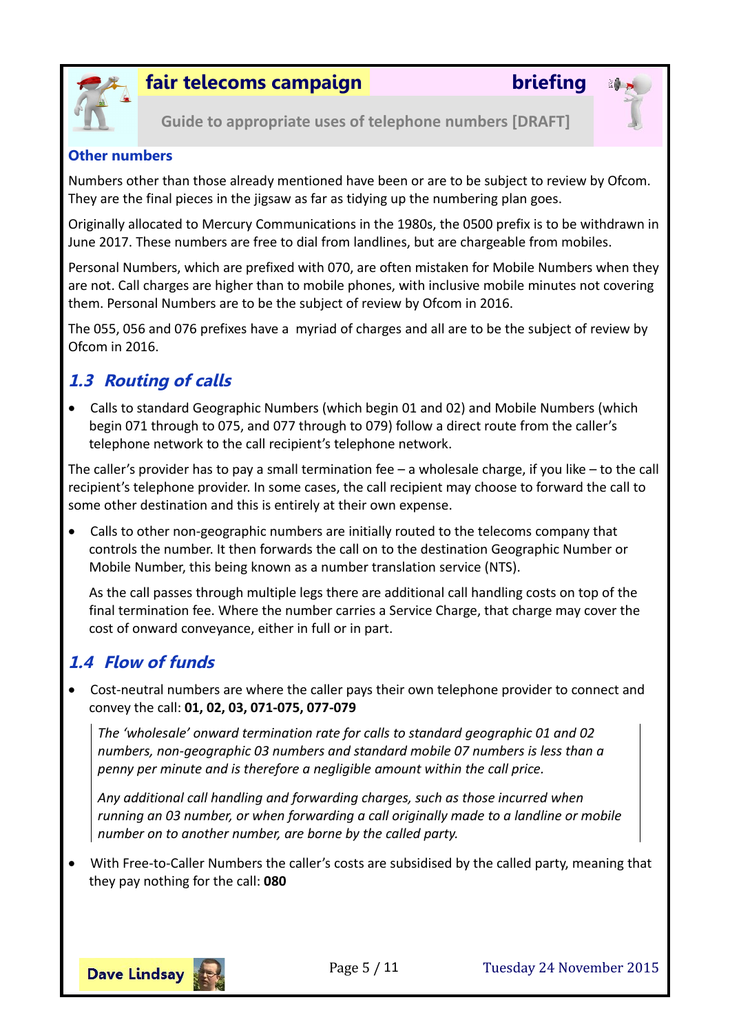### Other numbers

Numbers other than those already mentioned have been or are to be subject to review by Ofcom. They are the final pieces in the jigsaw as far as tidying up the numbering plan goes.

Originally allocated to Mercury Communications in the 1980s, the 0500 prefix is to be withdrawn in June 2017. These numbers are free to dial from landlines, but are chargeable from mobiles.

Personal Numbers, which are prefixed with 070, are often mistaken for Mobile Numbers when they are not. Call charges are higher than to mobile phones, with inclusive mobile minutes not covering them. Personal Numbers are to be the subject of review by Ofcom in 2016.

The 055, 056 and 076 prefixes have a myriad of charges and all are to be the subject of review by Ofcom in 2016.

## *1.3 Routing of calls*

- Calls to standard Geographic Numbers (which begin 01 and 02) and Mobile Numbers (which begin 071 through to 075, and 077 through to 079) follow a direct route from the caller's telephone network to the call recipient's telephone network.

The caller's provider has to pay a small termination fee – a wholesale charge, if you like – to the call recipient's telephone provider. In some cases, the call recipient may choose to forward the call to some other destination and this is entirely at their own expense.

- Calls to other non-geographic numbers are initially routed to the telecoms company that controls the number. It then forwards the call on to the destination Geographic Number or Mobile Number, this being known as a number translation service (NTS).

  As the call passes through multiple legs there are additional call handling costs on top of the final termination fee. Where the number carries a Service Charge, that charge may cover the cost of onward conveyance, either in full or in part.

## *1.4 Flow of funds*

- Cost-neutral numbers are where the caller pays their own telephone provider to connect and convey the call: **01, 02, 03, 071-075, 077-079**

  > *The 'wholesale' onward termination rate for calls to standard geographic 01 and 02 numbers, non-geographic 03 numbers and standard mobile 07 numbers is less than a penny per minute and is therefore a negligible amount within the call price.*
  >
  > *Any additional call handling and forwarding charges, such as those incurred when running an 03 number, or when forwarding a call originally made to a landline or mobile number on to another number, are borne by the called party.*

- With Free-to-Caller Numbers the caller's costs are subsidised by the called party, meaning that they pay nothing for the call: **080**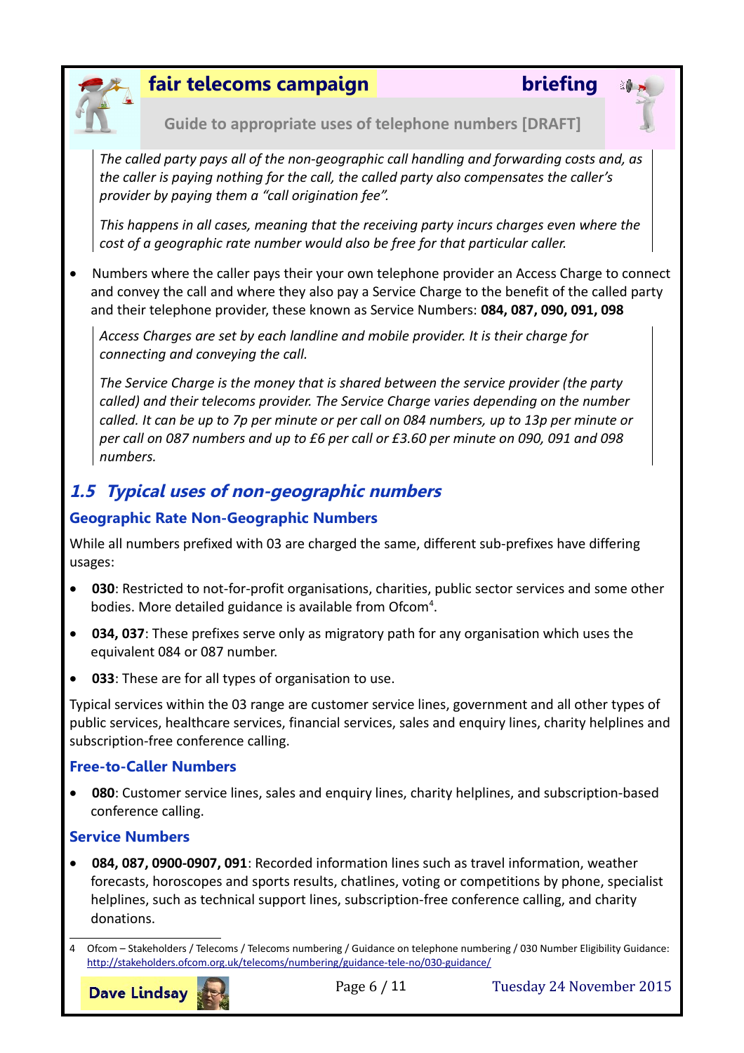> *The called party pays all of the non-geographic call handling and forwarding costs and, as the caller is paying nothing for the call, the called party also compensates the caller's provider by paying them a "call origination fee".*
>
> *This happens in all cases, meaning that the receiving party incurs charges even where the cost of a geographic rate number would also be free for that particular caller.*

- Numbers where the caller pays their your own telephone provider an Access Charge to connect and convey the call and where they also pay a Service Charge to the benefit of the called party and their telephone provider, these known as Service Numbers: **084, 087, 090, 091, 098**

> *Access Charges are set by each landline and mobile provider. It is their charge for connecting and conveying the call.*
>
> *The Service Charge is the money that is shared between the service provider (the party called) and their telecoms provider. The Service Charge varies depending on the number called. It can be up to 7p per minute or per call on 084 numbers, up to 13p per minute or per call on 087 numbers and up to £6 per call or £3.60 per minute on 090, 091 and 098 numbers.*

## 1.5 Typical uses of non-geographic numbers

### Geographic Rate Non-Geographic Numbers

While all numbers prefixed with 03 are charged the same, different sub-prefixes have differing usages:

- **030**: Restricted to not-for-profit organisations, charities, public sector services and some other bodies. More detailed guidance is available from Ofcom[4].
- **034, 037**: These prefixes serve only as migratory path for any organisation which uses the equivalent 084 or 087 number.
- **033**: These are for all types of organisation to use.

Typical services within the 03 range are customer service lines, government and all other types of public services, healthcare services, financial services, sales and enquiry lines, charity helplines and subscription-free conference calling.

### Free-to-Caller Numbers

- **080**: Customer service lines, sales and enquiry lines, charity helplines, and subscription-based conference calling.

### Service Numbers

- **084, 087, 0900-0907, 091**: Recorded information lines such as travel information, weather forecasts, horoscopes and sports results, chatlines, voting or competitions by phone, specialist helplines, such as technical support lines, subscription-free conference calling, and charity donations.

---

4 Ofcom – Stakeholders / Telecoms / Telecoms numbering / Guidance on telephone numbering / 030 Number Eligibility Guidance: http://stakeholders.ofcom.org.uk/telecoms/numbering/guidance-tele-no/030-guidance/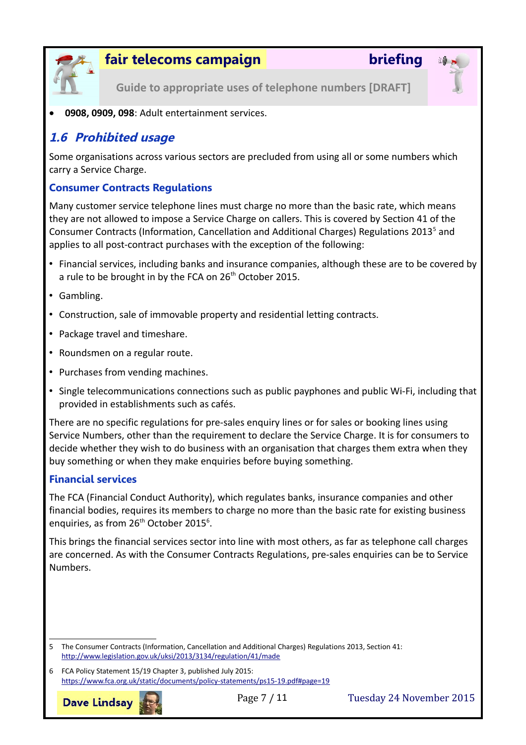- **0908, 0909, 098**: Adult entertainment services.

## *1.6 Prohibited usage*

Some organisations across various sectors are precluded from using all or some numbers which carry a Service Charge.

### Consumer Contracts Regulations

Many customer service telephone lines must charge no more than the basic rate, which means they are not allowed to impose a Service Charge on callers. This is covered by Section 41 of the Consumer Contracts (Information, Cancellation and Additional Charges) Regulations 2013[5] and applies to all post-contract purchases with the exception of the following:

- Financial services, including banks and insurance companies, although these are to be covered by a rule to be brought in by the FCA on 26th October 2015.
- Gambling.
- Construction, sale of immovable property and residential letting contracts.
- Package travel and timeshare.
- Roundsmen on a regular route.
- Purchases from vending machines.
- Single telecommunications connections such as public payphones and public Wi-Fi, including that provided in establishments such as cafés.

There are no specific regulations for pre-sales enquiry lines or for sales or booking lines using Service Numbers, other than the requirement to declare the Service Charge. It is for consumers to decide whether they wish to do business with an organisation that charges them extra when they buy something or when they make enquiries before buying something.

### Financial services

The FCA (Financial Conduct Authority), which regulates banks, insurance companies and other financial bodies, requires its members to charge no more than the basic rate for existing business enquiries, as from 26th October 2015[6].

This brings the financial services sector into line with most others, as far as telephone call charges are concerned. As with the Consumer Contracts Regulations, pre-sales enquiries can be to Service Numbers.

---

5 The Consumer Contracts (Information, Cancellation and Additional Charges) Regulations 2013, Section 41: http://www.legislation.gov.uk/uksi/2013/3134/regulation/41/made

6 FCA Policy Statement 15/19 Chapter 3, published July 2015: https://www.fca.org.uk/static/documents/policy-statements/ps15-19.pdf#page=19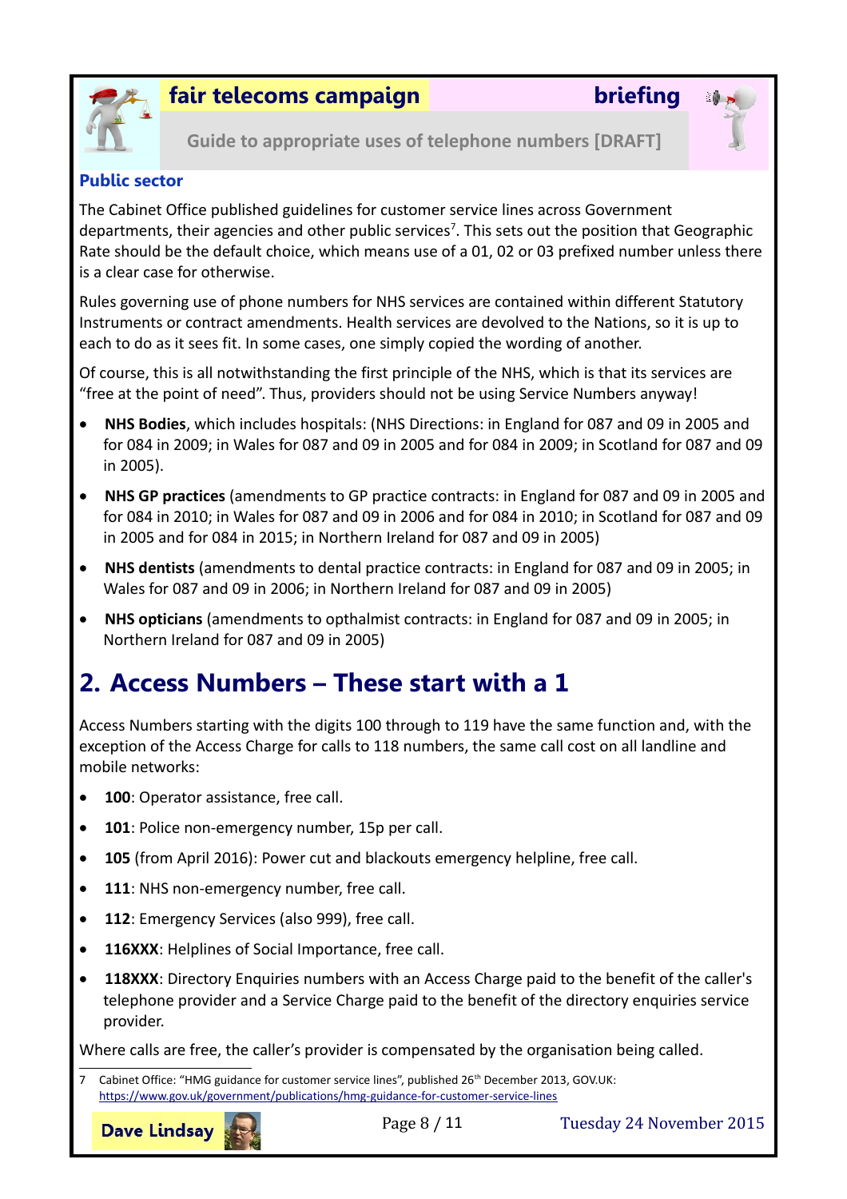### Public sector

The Cabinet Office published guidelines for customer service lines across Government departments, their agencies and other public services[7]. This sets out the position that Geographic Rate should be the default choice, which means use of a 01, 02 or 03 prefixed number unless there is a clear case for otherwise.

Rules governing use of phone numbers for NHS services are contained within different Statutory Instruments or contract amendments. Health services are devolved to the Nations, so it is up to each to do as it sees fit. In some cases, one simply copied the wording of another.

Of course, this is all notwithstanding the first principle of the NHS, which is that its services are "free at the point of need". Thus, providers should not be using Service Numbers anyway!

- **NHS Bodies**, which includes hospitals: (NHS Directions: in England for 087 and 09 in 2005 and for 084 in 2009; in Wales for 087 and 09 in 2005 and for 084 in 2009; in Scotland for 087 and 09 in 2005).
- **NHS GP practices** (amendments to GP practice contracts: in England for 087 and 09 in 2005 and for 084 in 2010; in Wales for 087 and 09 in 2006 and for 084 in 2010; in Scotland for 087 and 09 in 2005 and for 084 in 2015; in Northern Ireland for 087 and 09 in 2005)
- **NHS dentists** (amendments to dental practice contracts: in England for 087 and 09 in 2005; in Wales for 087 and 09 in 2006; in Northern Ireland for 087 and 09 in 2005)
- **NHS opticians** (amendments to opthalmist contracts: in England for 087 and 09 in 2005; in Northern Ireland for 087 and 09 in 2005)

## 2. Access Numbers – These start with a 1

Access Numbers starting with the digits 100 through to 119 have the same function and, with the exception of the Access Charge for calls to 118 numbers, the same call cost on all landline and mobile networks:

- **100**: Operator assistance, free call.
- **101**: Police non-emergency number, 15p per call.
- **105** (from April 2016): Power cut and blackouts emergency helpline, free call.
- **111**: NHS non-emergency number, free call.
- **112**: Emergency Services (also 999), free call.
- **116XXX**: Helplines of Social Importance, free call.
- **118XXX**: Directory Enquiries numbers with an Access Charge paid to the benefit of the caller's telephone provider and a Service Charge paid to the benefit of the directory enquiries service provider.

Where calls are free, the caller's provider is compensated by the organisation being called.

---

7 Cabinet Office: "HMG guidance for customer service lines", published 26th December 2013, GOV.UK: https://www.gov.uk/government/publications/hmg-guidance-for-customer-service-lines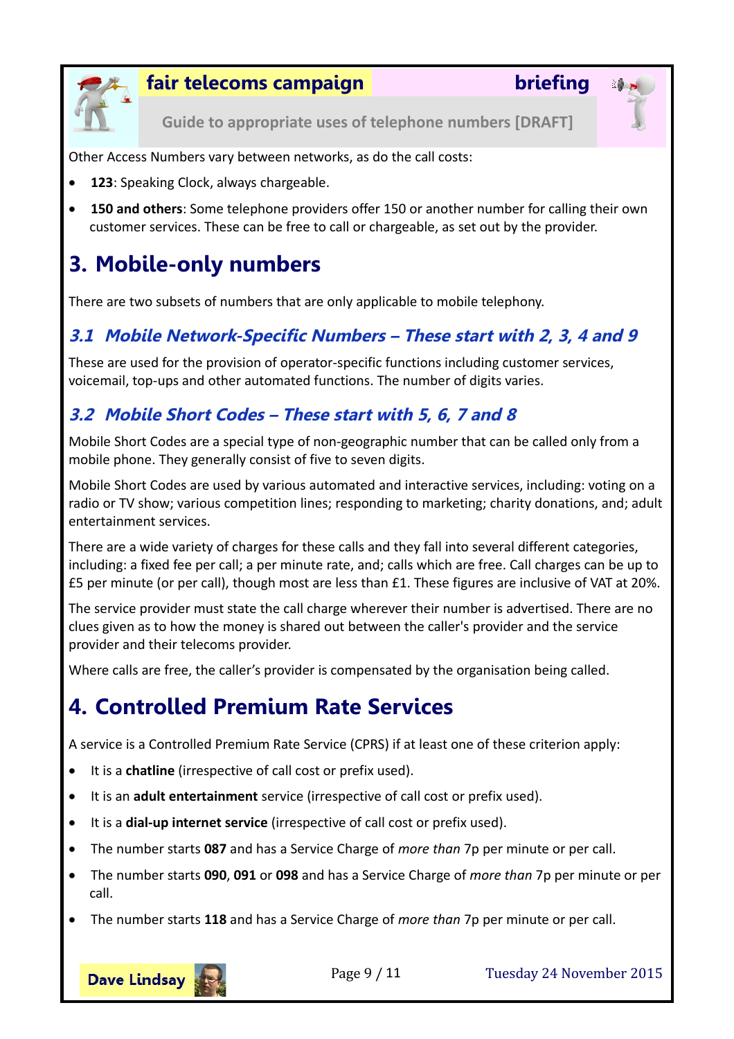Other Access Numbers vary between networks, as do the call costs:

- **123**: Speaking Clock, always chargeable.
- **150 and others**: Some telephone providers offer 150 or another number for calling their own customer services. These can be free to call or chargeable, as set out by the provider.

# 3. Mobile-only numbers

There are two subsets of numbers that are only applicable to mobile telephony.

## *3.1 Mobile Network-Specific Numbers – These start with 2, 3, 4 and 9*

These are used for the provision of operator-specific functions including customer services, voicemail, top-ups and other automated functions. The number of digits varies.

## *3.2 Mobile Short Codes – These start with 5, 6, 7 and 8*

Mobile Short Codes are a special type of non-geographic number that can be called only from a mobile phone. They generally consist of five to seven digits.

Mobile Short Codes are used by various automated and interactive services, including: voting on a radio or TV show; various competition lines; responding to marketing; charity donations, and; adult entertainment services.

There are a wide variety of charges for these calls and they fall into several different categories, including: a fixed fee per call; a per minute rate, and; calls which are free. Call charges can be up to £5 per minute (or per call), though most are less than £1. These figures are inclusive of VAT at 20%.

The service provider must state the call charge wherever their number is advertised. There are no clues given as to how the money is shared out between the caller's provider and the service provider and their telecoms provider.

Where calls are free, the caller's provider is compensated by the organisation being called.

# 4. Controlled Premium Rate Services

A service is a Controlled Premium Rate Service (CPRS) if at least one of these criterion apply:

- It is a **chatline** (irrespective of call cost or prefix used).
- It is an **adult entertainment** service (irrespective of call cost or prefix used).
- It is a **dial-up internet service** (irrespective of call cost or prefix used).
- The number starts **087** and has a Service Charge of *more than* 7p per minute or per call.
- The number starts **090**, **091** or **098** and has a Service Charge of *more than* 7p per minute or per call.
- The number starts **118** and has a Service Charge of *more than* 7p per minute or per call.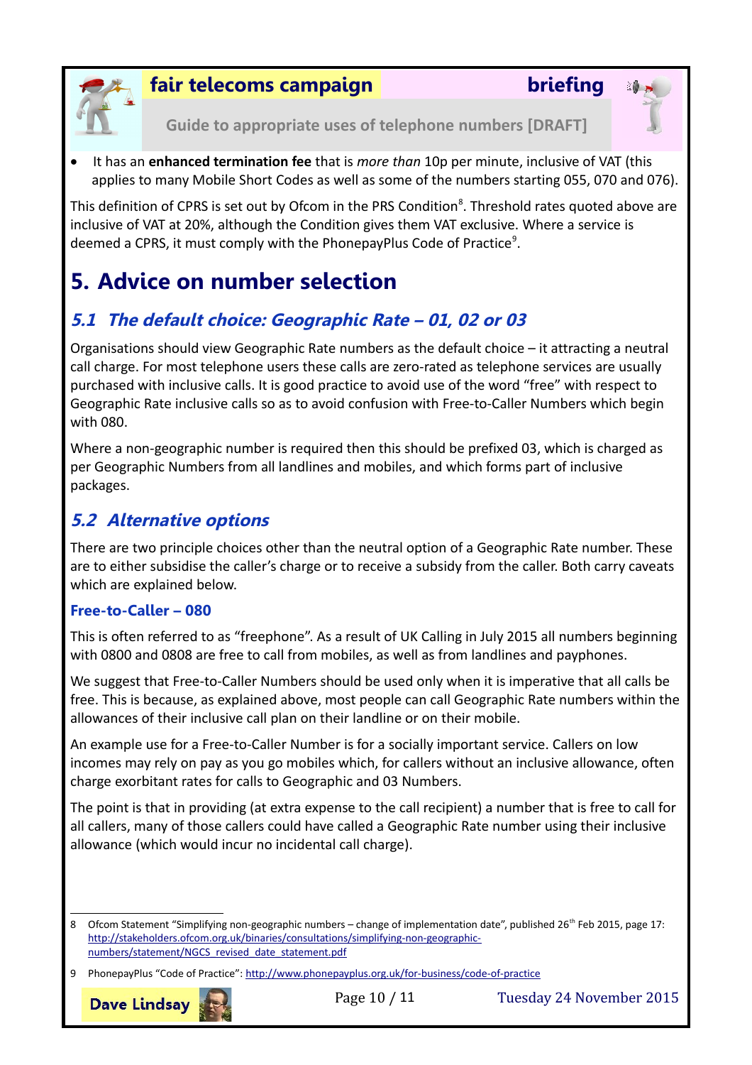- It has an **enhanced termination fee** that is *more than* 10p per minute, inclusive of VAT (this applies to many Mobile Short Codes as well as some of the numbers starting 055, 070 and 076).

This definition of CPRS is set out by Ofcom in the PRS Condition[8]. Threshold rates quoted above are inclusive of VAT at 20%, although the Condition gives them VAT exclusive. Where a service is deemed a CPRS, it must comply with the PhonepayPlus Code of Practice[9].

# 5. Advice on number selection

## *5.1 The default choice: Geographic Rate – 01, 02 or 03*

Organisations should view Geographic Rate numbers as the default choice – it attracting a neutral call charge. For most telephone users these calls are zero-rated as telephone services are usually purchased with inclusive calls. It is good practice to avoid use of the word "free" with respect to Geographic Rate inclusive calls so as to avoid confusion with Free-to-Caller Numbers which begin with 080.

Where a non-geographic number is required then this should be prefixed 03, which is charged as per Geographic Numbers from all landlines and mobiles, and which forms part of inclusive packages.

## *5.2 Alternative options*

There are two principle choices other than the neutral option of a Geographic Rate number. These are to either subsidise the caller's charge or to receive a subsidy from the caller. Both carry caveats which are explained below.

### Free-to-Caller – 080

This is often referred to as "freephone". As a result of UK Calling in July 2015 all numbers beginning with 0800 and 0808 are free to call from mobiles, as well as from landlines and payphones.

We suggest that Free-to-Caller Numbers should be used only when it is imperative that all calls be free. This is because, as explained above, most people can call Geographic Rate numbers within the allowances of their inclusive call plan on their landline or on their mobile.

An example use for a Free-to-Caller Number is for a socially important service. Callers on low incomes may rely on pay as you go mobiles which, for callers without an inclusive allowance, often charge exorbitant rates for calls to Geographic and 03 Numbers.

The point is that in providing (at extra expense to the call recipient) a number that is free to call for all callers, many of those callers could have called a Geographic Rate number using their inclusive allowance (which would incur no incidental call charge).

---

8 Ofcom Statement "Simplifying non-geographic numbers – change of implementation date", published 26th Feb 2015, page 17: http://stakeholders.ofcom.org.uk/binaries/consultations/simplifying-non-geographic-numbers/statement/NGCS_revised_date_statement.pdf

9 PhonepayPlus "Code of Practice": http://www.phonepayplus.org.uk/for-business/code-of-practice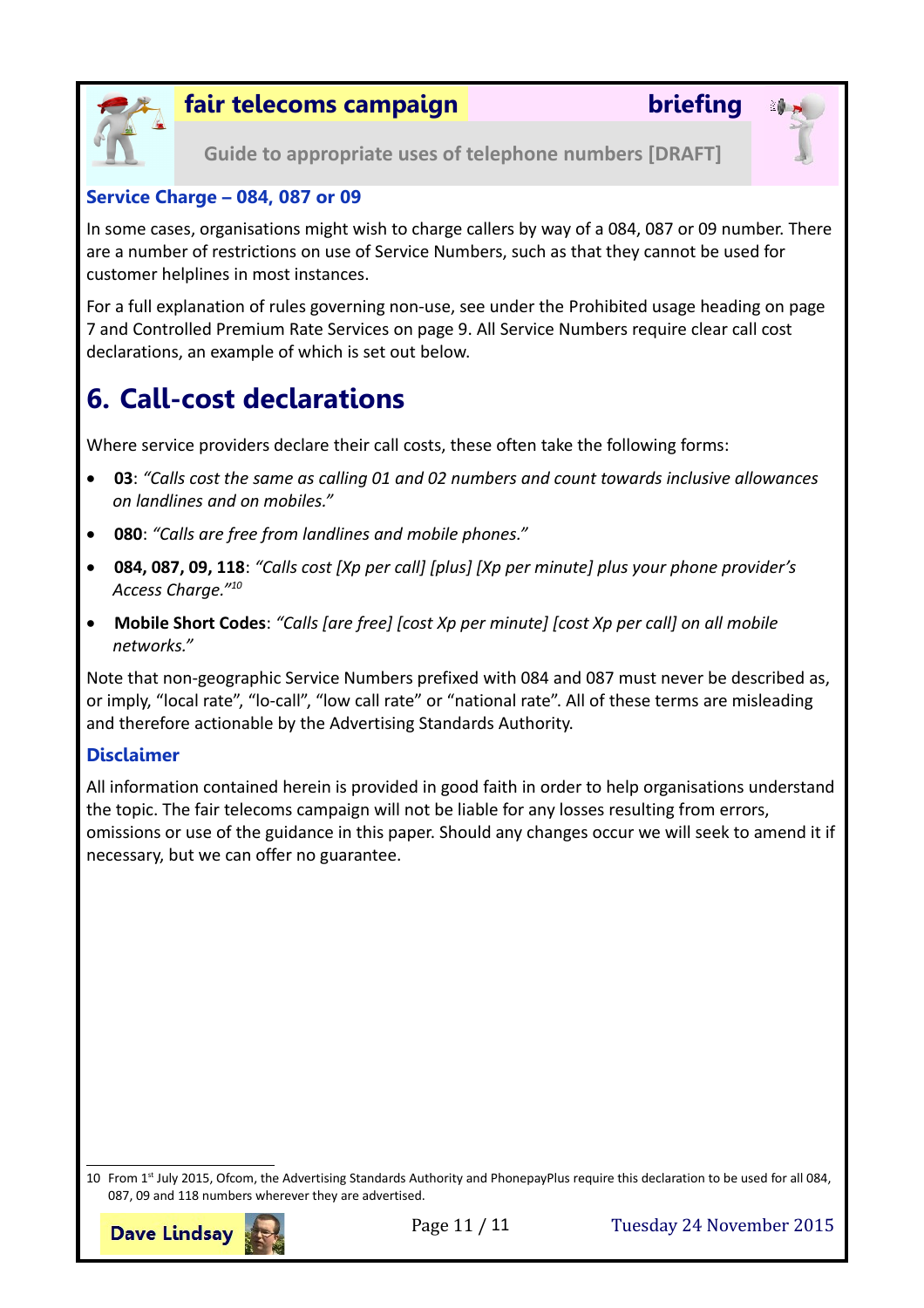### Service Charge – 084, 087 or 09

In some cases, organisations might wish to charge callers by way of a 084, 087 or 09 number. There are a number of restrictions on use of Service Numbers, such as that they cannot be used for customer helplines in most instances.

For a full explanation of rules governing non-use, see under the Prohibited usage heading on page 7 and Controlled Premium Rate Services on page 9. All Service Numbers require clear call cost declarations, an example of which is set out below.

## 6. Call-cost declarations

Where service providers declare their call costs, these often take the following forms:

- **03**: *"Calls cost the same as calling 01 and 02 numbers and count towards inclusive allowances on landlines and on mobiles."*
- **080**: *"Calls are free from landlines and mobile phones."*
- **084, 087, 09, 118**: *"Calls cost [Xp per call] [plus] [Xp per minute] plus your phone provider's Access Charge."*[10]
- **Mobile Short Codes**: *"Calls [are free] [cost Xp per minute] [cost Xp per call] on all mobile networks."*

Note that non-geographic Service Numbers prefixed with 084 and 087 must never be described as, or imply, "local rate", "lo-call", "low call rate" or "national rate". All of these terms are misleading and therefore actionable by the Advertising Standards Authority.

### Disclaimer

All information contained herein is provided in good faith in order to help organisations understand the topic. The fair telecoms campaign will not be liable for any losses resulting from errors, omissions or use of the guidance in this paper. Should any changes occur we will seek to amend it if necessary, but we can offer no guarantee.

---

10 From 1st July 2015, Ofcom, the Advertising Standards Authority and PhonepayPlus require this declaration to be used for all 084, 087, 09 and 118 numbers wherever they are advertised.